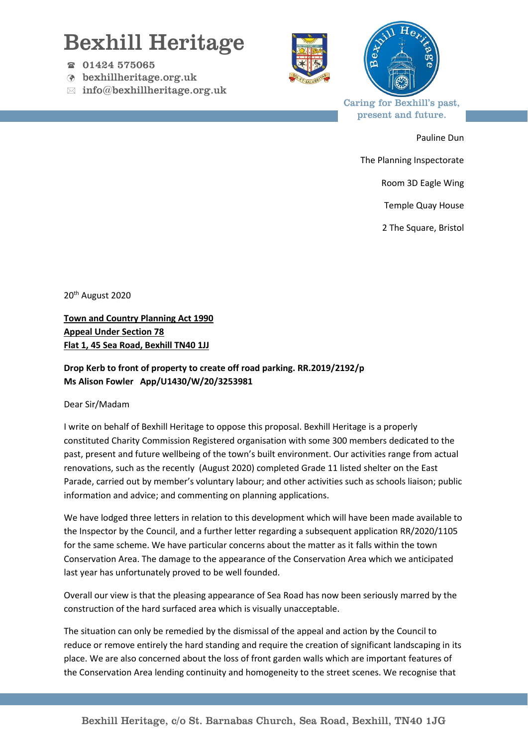# Bexhill Heritage

☎ 01424 575065
bexhillheritage.org.uk
✉ info@bexhillheritage.org.uk

Caring for Bexhill's past, present and future.

Pauline Dun

The Planning Inspectorate

Room 3D Eagle Wing

Temple Quay House

2 The Square, Bristol

20th August 2020

**Town and Country Planning Act 1990**
**Appeal Under Section 78**
**Flat 1, 45 Sea Road, Bexhill TN40 1JJ**

**Drop Kerb to front of property to create off road parking. RR.2019/2192/p**
**Ms Alison Fowler App/U1430/W/20/3253981**

Dear Sir/Madam

I write on behalf of Bexhill Heritage to oppose this proposal. Bexhill Heritage is a properly constituted Charity Commission Registered organisation with some 300 members dedicated to the past, present and future wellbeing of the town's built environment. Our activities range from actual renovations, such as the recently (August 2020) completed Grade 11 listed shelter on the East Parade, carried out by member's voluntary labour; and other activities such as schools liaison; public information and advice; and commenting on planning applications.

We have lodged three letters in relation to this development which will have been made available to the Inspector by the Council, and a further letter regarding a subsequent application RR/2020/1105 for the same scheme. We have particular concerns about the matter as it falls within the town Conservation Area. The damage to the appearance of the Conservation Area which we anticipated last year has unfortunately proved to be well founded.

Overall our view is that the pleasing appearance of Sea Road has now been seriously marred by the construction of the hard surfaced area which is visually unacceptable.

The situation can only be remedied by the dismissal of the appeal and action by the Council to reduce or remove entirely the hard standing and require the creation of significant landscaping in its place. We are also concerned about the loss of front garden walls which are important features of the Conservation Area lending continuity and homogeneity to the street scenes. We recognise that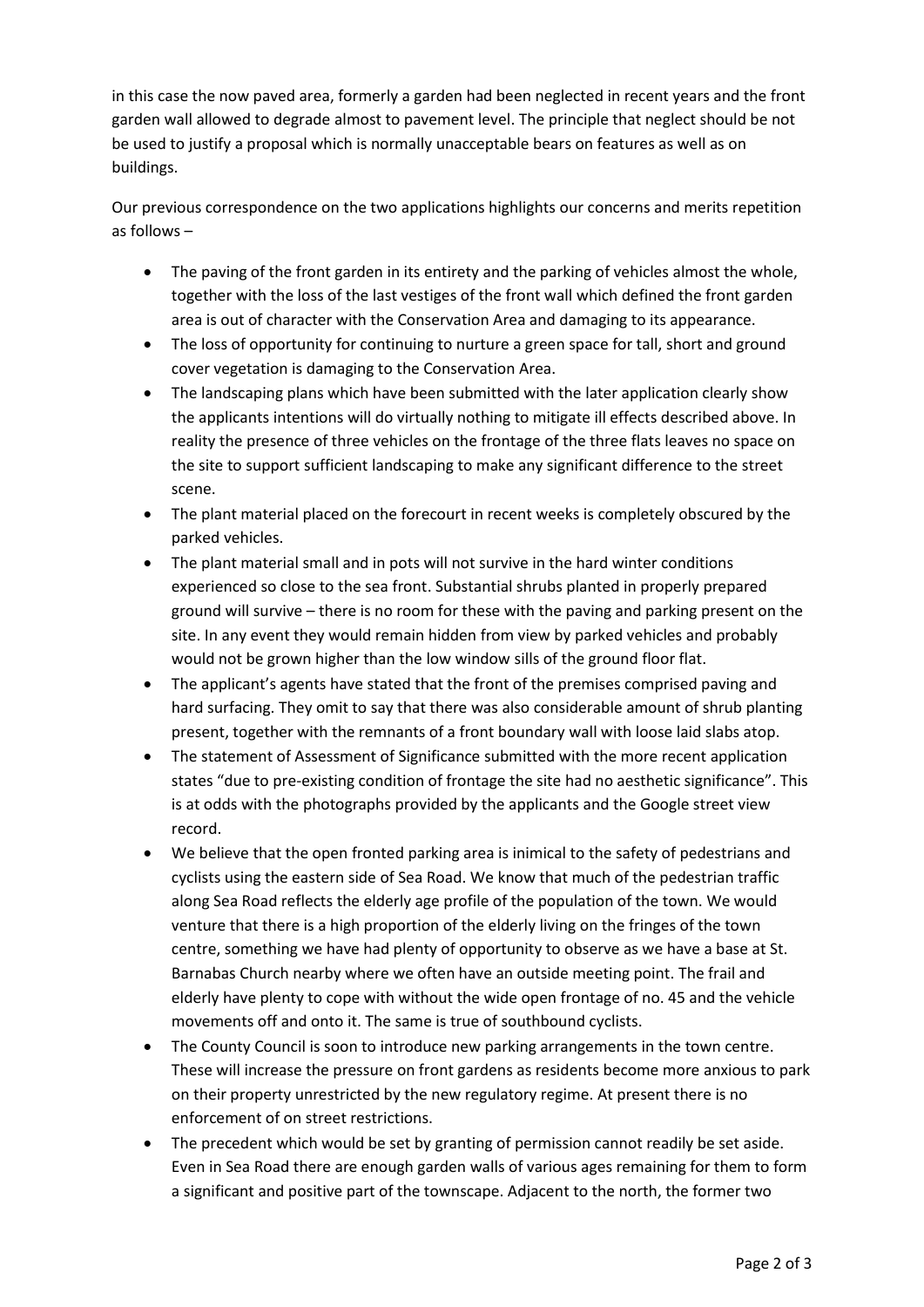in this case the now paved area, formerly a garden had been neglected in recent years and the front garden wall allowed to degrade almost to pavement level. The principle that neglect should be not be used to justify a proposal which is normally unacceptable bears on features as well as on buildings.

Our previous correspondence on the two applications highlights our concerns and merits repetition as follows –

- The paving of the front garden in its entirety and the parking of vehicles almost the whole, together with the loss of the last vestiges of the front wall which defined the front garden area is out of character with the Conservation Area and damaging to its appearance.
- The loss of opportunity for continuing to nurture a green space for tall, short and ground cover vegetation is damaging to the Conservation Area.
- The landscaping plans which have been submitted with the later application clearly show the applicants intentions will do virtually nothing to mitigate ill effects described above. In reality the presence of three vehicles on the frontage of the three flats leaves no space on the site to support sufficient landscaping to make any significant difference to the street scene.
- The plant material placed on the forecourt in recent weeks is completely obscured by the parked vehicles.
- The plant material small and in pots will not survive in the hard winter conditions experienced so close to the sea front. Substantial shrubs planted in properly prepared ground will survive – there is no room for these with the paving and parking present on the site. In any event they would remain hidden from view by parked vehicles and probably would not be grown higher than the low window sills of the ground floor flat.
- The applicant's agents have stated that the front of the premises comprised paving and hard surfacing. They omit to say that there was also considerable amount of shrub planting present, together with the remnants of a front boundary wall with loose laid slabs atop.
- The statement of Assessment of Significance submitted with the more recent application states "due to pre-existing condition of frontage the site had no aesthetic significance". This is at odds with the photographs provided by the applicants and the Google street view record.
- We believe that the open fronted parking area is inimical to the safety of pedestrians and cyclists using the eastern side of Sea Road. We know that much of the pedestrian traffic along Sea Road reflects the elderly age profile of the population of the town. We would venture that there is a high proportion of the elderly living on the fringes of the town centre, something we have had plenty of opportunity to observe as we have a base at St. Barnabas Church nearby where we often have an outside meeting point. The frail and elderly have plenty to cope with without the wide open frontage of no. 45 and the vehicle movements off and onto it. The same is true of southbound cyclists.
- The County Council is soon to introduce new parking arrangements in the town centre. These will increase the pressure on front gardens as residents become more anxious to park on their property unrestricted by the new regulatory regime. At present there is no enforcement of on street restrictions.
- The precedent which would be set by granting of permission cannot readily be set aside. Even in Sea Road there are enough garden walls of various ages remaining for them to form a significant and positive part of the townscape. Adjacent to the north, the former two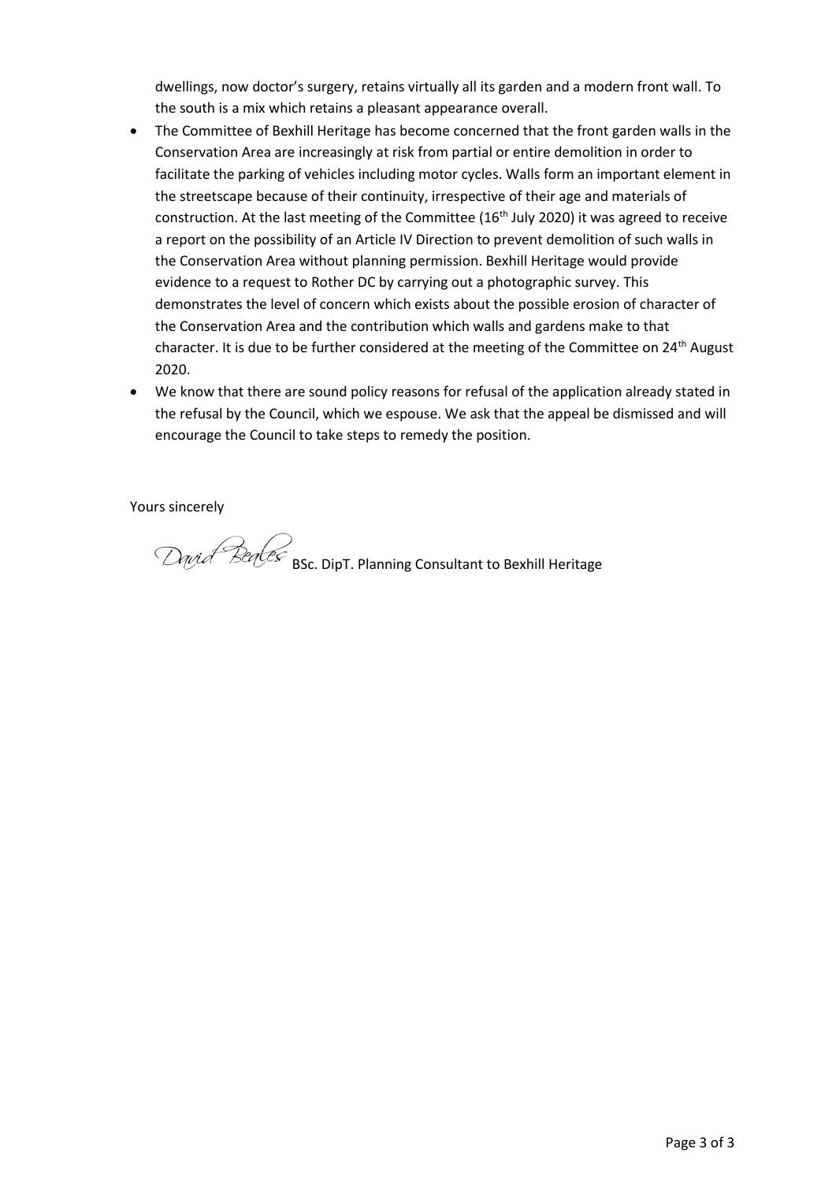dwellings, now doctor's surgery, retains virtually all its garden and a modern front wall. To the south is a mix which retains a pleasant appearance overall.

- The Committee of Bexhill Heritage has become concerned that the front garden walls in the Conservation Area are increasingly at risk from partial or entire demolition in order to facilitate the parking of vehicles including motor cycles. Walls form an important element in the streetscape because of their continuity, irrespective of their age and materials of construction. At the last meeting of the Committee (16th July 2020) it was agreed to receive a report on the possibility of an Article IV Direction to prevent demolition of such walls in the Conservation Area without planning permission. Bexhill Heritage would provide evidence to a request to Rother DC by carrying out a photographic survey. This demonstrates the level of concern which exists about the possible erosion of character of the Conservation Area and the contribution which walls and gardens make to that character. It is due to be further considered at the meeting of the Committee on 24th August 2020.
- We know that there are sound policy reasons for refusal of the application already stated in the refusal by the Council, which we espouse. We ask that the appeal be dismissed and will encourage the Council to take steps to remedy the position.

Yours sincerely

David Beales BSc. DipT. Planning Consultant to Bexhill Heritage